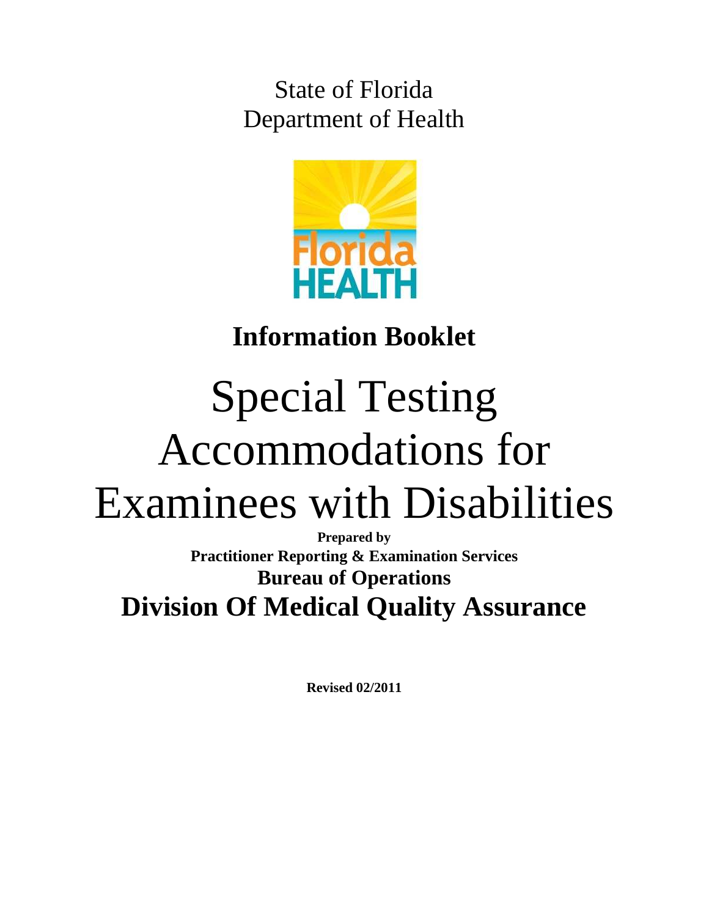State of Florida
Department of Health

**Information Booklet**

# Special Testing Accommodations for Examinees with Disabilities

**Prepared by**
**Practitioner Reporting & Examination Services**
**Bureau of Operations**
**Division Of Medical Quality Assurance**

**Revised 02/2011**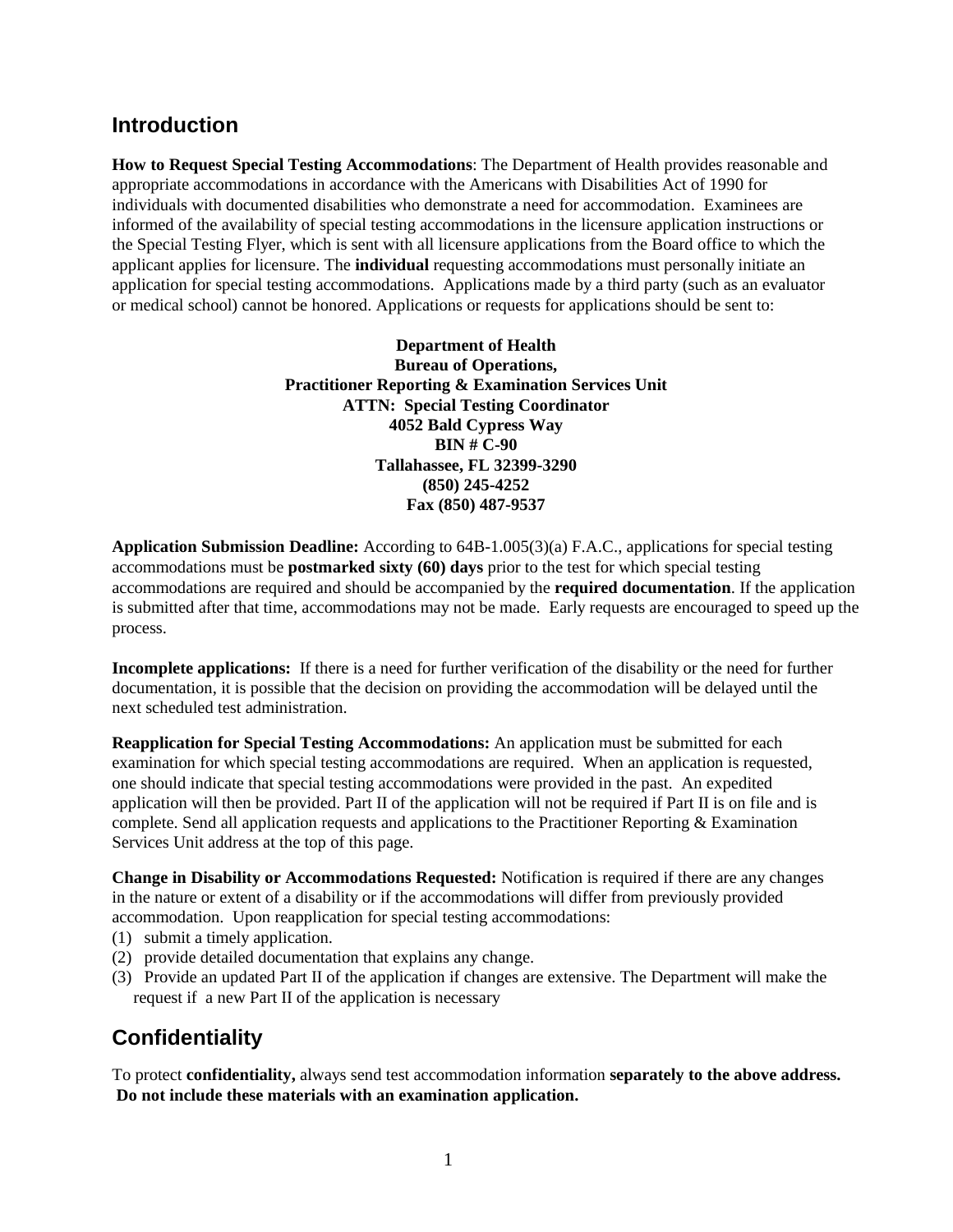## Introduction

**How to Request Special Testing Accommodations**: The Department of Health provides reasonable and appropriate accommodations in accordance with the Americans with Disabilities Act of 1990 for individuals with documented disabilities who demonstrate a need for accommodation. Examinees are informed of the availability of special testing accommodations in the licensure application instructions or the Special Testing Flyer, which is sent with all licensure applications from the Board office to which the applicant applies for licensure. The **individual** requesting accommodations must personally initiate an application for special testing accommodations. Applications made by a third party (such as an evaluator or medical school) cannot be honored. Applications or requests for applications should be sent to:

**Department of Health**
**Bureau of Operations,**
**Practitioner Reporting & Examination Services Unit**
**ATTN: Special Testing Coordinator**
**4052 Bald Cypress Way**
**BIN # C-90**
**Tallahassee, FL 32399-3290**
**(850) 245-4252**
**Fax (850) 487-9537**

**Application Submission Deadline:** According to 64B-1.005(3)(a) F.A.C., applications for special testing accommodations must be **postmarked sixty (60) days** prior to the test for which special testing accommodations are required and should be accompanied by the **required documentation**. If the application is submitted after that time, accommodations may not be made. Early requests are encouraged to speed up the process.

**Incomplete applications:** If there is a need for further verification of the disability or the need for further documentation, it is possible that the decision on providing the accommodation will be delayed until the next scheduled test administration.

**Reapplication for Special Testing Accommodations:** An application must be submitted for each examination for which special testing accommodations are required. When an application is requested, one should indicate that special testing accommodations were provided in the past. An expedited application will then be provided. Part II of the application will not be required if Part II is on file and is complete. Send all application requests and applications to the Practitioner Reporting & Examination Services Unit address at the top of this page.

**Change in Disability or Accommodations Requested:** Notification is required if there are any changes in the nature or extent of a disability or if the accommodations will differ from previously provided accommodation. Upon reapplication for special testing accommodations:

(1) submit a timely application.
(2) provide detailed documentation that explains any change.
(3) Provide an updated Part II of the application if changes are extensive. The Department will make the request if a new Part II of the application is necessary

## Confidentiality

To protect **confidentiality,** always send test accommodation information **separately to the above address. Do not include these materials with an examination application.**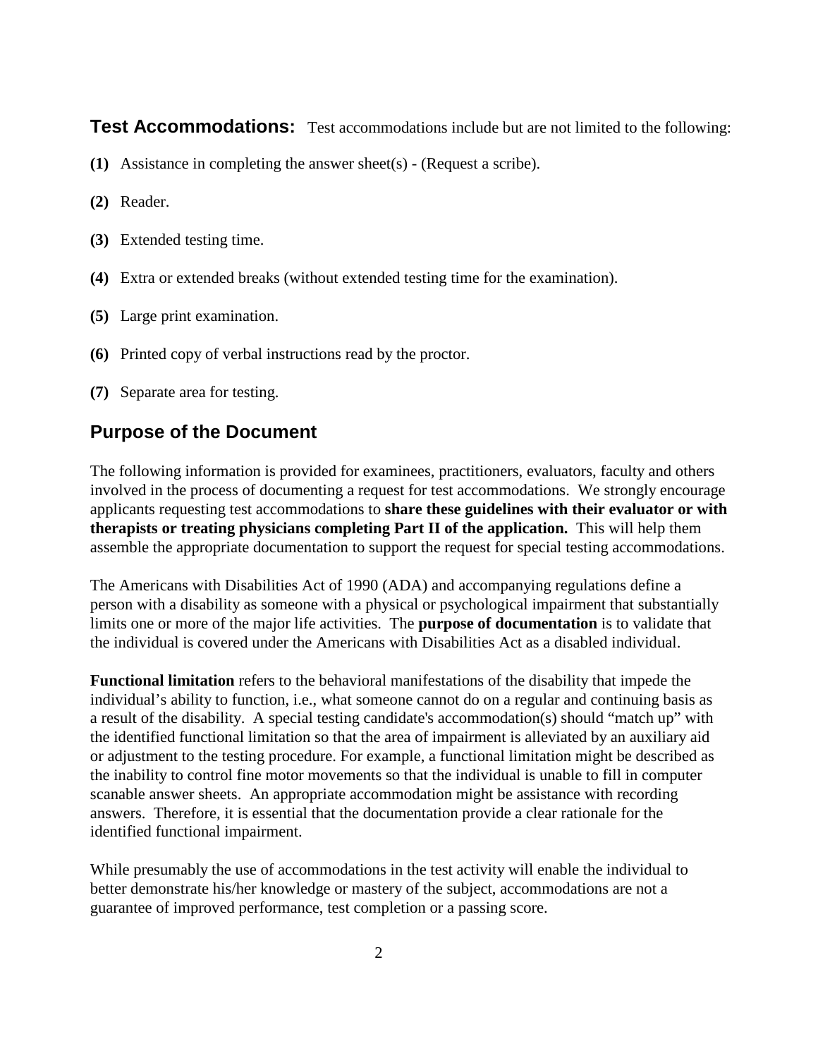**Test Accommodations:** Test accommodations include but are not limited to the following:

**(1)** Assistance in completing the answer sheet(s) - (Request a scribe).

**(2)** Reader.

**(3)** Extended testing time.

**(4)** Extra or extended breaks (without extended testing time for the examination).

**(5)** Large print examination.

**(6)** Printed copy of verbal instructions read by the proctor.

**(7)** Separate area for testing.

## Purpose of the Document

The following information is provided for examinees, practitioners, evaluators, faculty and others involved in the process of documenting a request for test accommodations. We strongly encourage applicants requesting test accommodations to **share these guidelines with their evaluator or with therapists or treating physicians completing Part II of the application.** This will help them assemble the appropriate documentation to support the request for special testing accommodations.

The Americans with Disabilities Act of 1990 (ADA) and accompanying regulations define a person with a disability as someone with a physical or psychological impairment that substantially limits one or more of the major life activities. The **purpose of documentation** is to validate that the individual is covered under the Americans with Disabilities Act as a disabled individual.

**Functional limitation** refers to the behavioral manifestations of the disability that impede the individual's ability to function, i.e., what someone cannot do on a regular and continuing basis as a result of the disability. A special testing candidate's accommodation(s) should "match up" with the identified functional limitation so that the area of impairment is alleviated by an auxiliary aid or adjustment to the testing procedure. For example, a functional limitation might be described as the inability to control fine motor movements so that the individual is unable to fill in computer scanable answer sheets. An appropriate accommodation might be assistance with recording answers. Therefore, it is essential that the documentation provide a clear rationale for the identified functional impairment.

While presumably the use of accommodations in the test activity will enable the individual to better demonstrate his/her knowledge or mastery of the subject, accommodations are not a guarantee of improved performance, test completion or a passing score.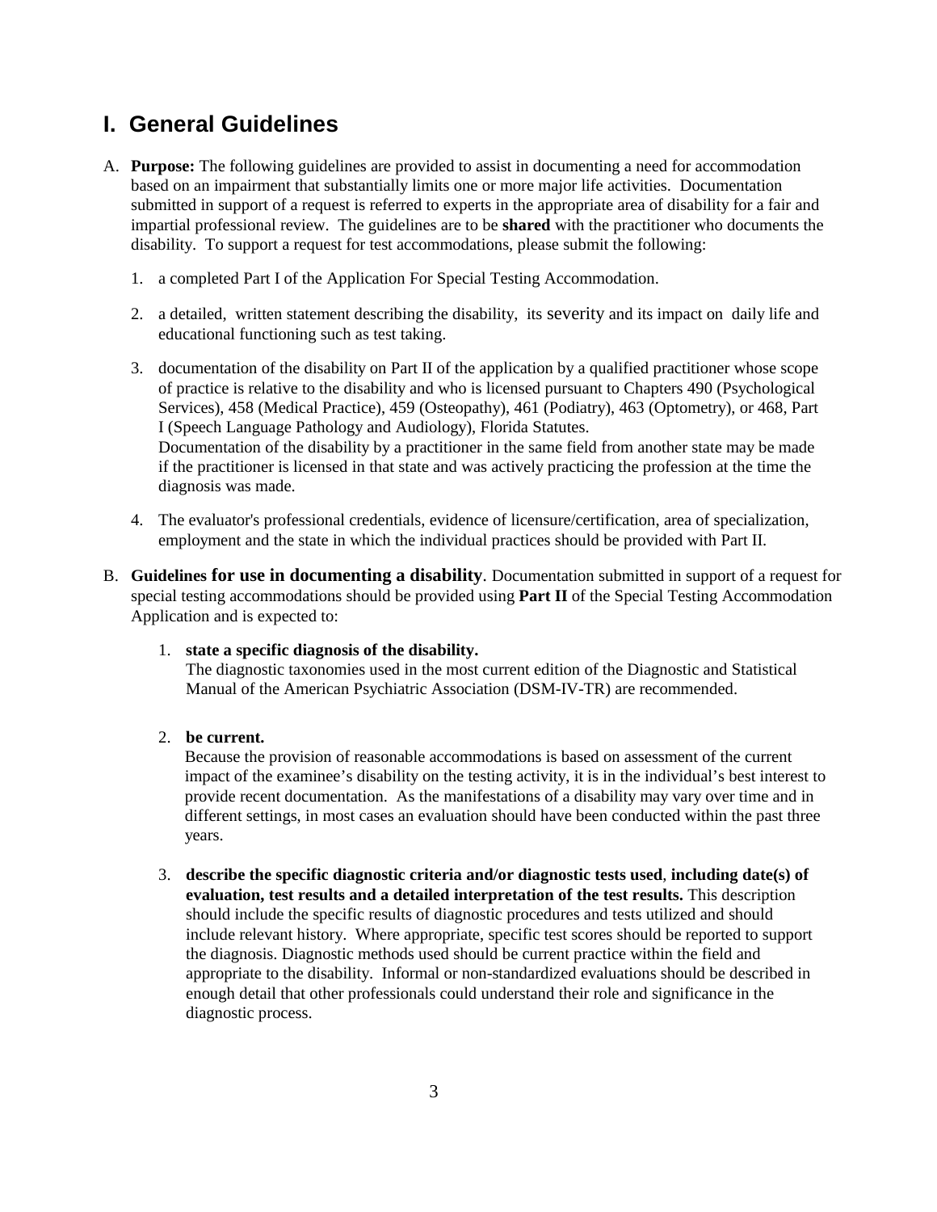## I. General Guidelines

A. **Purpose:** The following guidelines are provided to assist in documenting a need for accommodation based on an impairment that substantially limits one or more major life activities. Documentation submitted in support of a request is referred to experts in the appropriate area of disability for a fair and impartial professional review. The guidelines are to be **shared** with the practitioner who documents the disability. To support a request for test accommodations, please submit the following:

   1. a completed Part I of the Application For Special Testing Accommodation.

   2. a detailed, written statement describing the disability, its severity and its impact on daily life and educational functioning such as test taking.

   3. documentation of the disability on Part II of the application by a qualified practitioner whose scope of practice is relative to the disability and who is licensed pursuant to Chapters 490 (Psychological Services), 458 (Medical Practice), 459 (Osteopathy), 461 (Podiatry), 463 (Optometry), or 468, Part I (Speech Language Pathology and Audiology), Florida Statutes.
   Documentation of the disability by a practitioner in the same field from another state may be made if the practitioner is licensed in that state and was actively practicing the profession at the time the diagnosis was made.

   4. The evaluator's professional credentials, evidence of licensure/certification, area of specialization, employment and the state in which the individual practices should be provided with Part II.

B. **Guidelines for use in documenting a disability**. Documentation submitted in support of a request for special testing accommodations should be provided using **Part II** of the Special Testing Accommodation Application and is expected to:

   1. **state a specific diagnosis of the disability.**
   The diagnostic taxonomies used in the most current edition of the Diagnostic and Statistical Manual of the American Psychiatric Association (DSM-IV-TR) are recommended.

   2. **be current.**
   Because the provision of reasonable accommodations is based on assessment of the current impact of the examinee's disability on the testing activity, it is in the individual's best interest to provide recent documentation. As the manifestations of a disability may vary over time and in different settings, in most cases an evaluation should have been conducted within the past three years.

   3. **describe the specific diagnostic criteria and/or diagnostic tests used**, **including date(s) of evaluation, test results and a detailed interpretation of the test results.** This description should include the specific results of diagnostic procedures and tests utilized and should include relevant history. Where appropriate, specific test scores should be reported to support the diagnosis. Diagnostic methods used should be current practice within the field and appropriate to the disability. Informal or non-standardized evaluations should be described in enough detail that other professionals could understand their role and significance in the diagnostic process.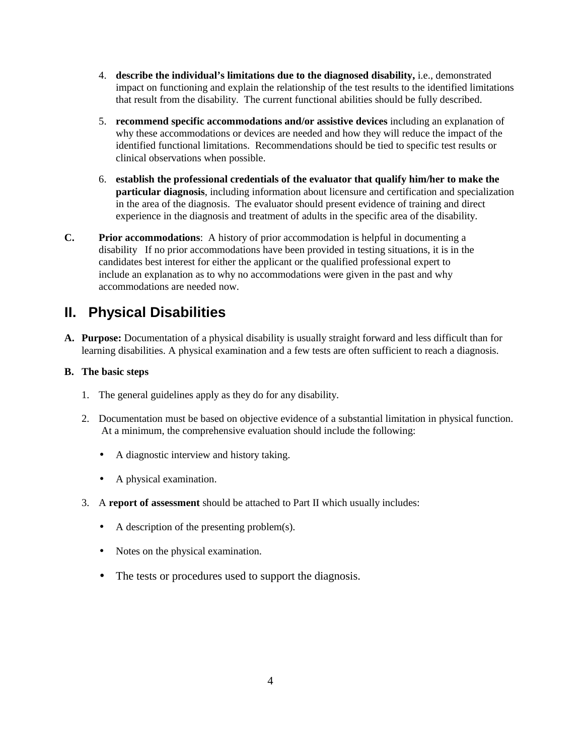4. **describe the individual's limitations due to the diagnosed disability,** i.e., demonstrated impact on functioning and explain the relationship of the test results to the identified limitations that result from the disability. The current functional abilities should be fully described.

5. **recommend specific accommodations and/or assistive devices** including an explanation of why these accommodations or devices are needed and how they will reduce the impact of the identified functional limitations. Recommendations should be tied to specific test results or clinical observations when possible.

6. **establish the professional credentials of the evaluator that qualify him/her to make the particular diagnosis**, including information about licensure and certification and specialization in the area of the diagnosis. The evaluator should present evidence of training and direct experience in the diagnosis and treatment of adults in the specific area of the disability.

**C. Prior accommodations**: A history of prior accommodation is helpful in documenting a disability If no prior accommodations have been provided in testing situations, it is in the candidates best interest for either the applicant or the qualified professional expert to include an explanation as to why no accommodations were given in the past and why accommodations are needed now.

## II. Physical Disabilities

**A. Purpose:** Documentation of a physical disability is usually straight forward and less difficult than for learning disabilities. A physical examination and a few tests are often sufficient to reach a diagnosis.

**B. The basic steps**

1. The general guidelines apply as they do for any disability.

2. Documentation must be based on objective evidence of a substantial limitation in physical function. At a minimum, the comprehensive evaluation should include the following:

   - A diagnostic interview and history taking.
   - A physical examination.

3. A **report of assessment** should be attached to Part II which usually includes:

   - A description of the presenting problem(s).
   - Notes on the physical examination.
   - The tests or procedures used to support the diagnosis.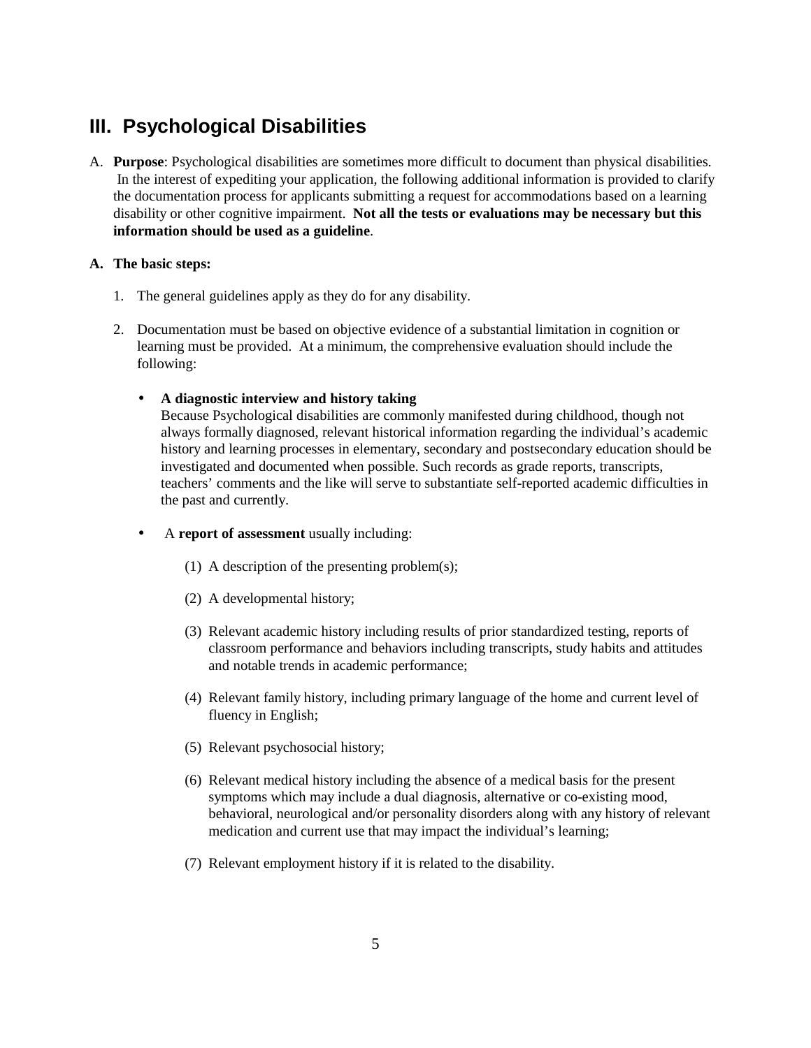## III. Psychological Disabilities

A. **Purpose**: Psychological disabilities are sometimes more difficult to document than physical disabilities. In the interest of expediting your application, the following additional information is provided to clarify the documentation process for applicants submitting a request for accommodations based on a learning disability or other cognitive impairment. **Not all the tests or evaluations may be necessary but this information should be used as a guideline**.

**A. The basic steps:**

1. The general guidelines apply as they do for any disability.

2. Documentation must be based on objective evidence of a substantial limitation in cognition or learning must be provided. At a minimum, the comprehensive evaluation should include the following:

   - **A diagnostic interview and history taking**
     Because Psychological disabilities are commonly manifested during childhood, though not always formally diagnosed, relevant historical information regarding the individual's academic history and learning processes in elementary, secondary and postsecondary education should be investigated and documented when possible. Such records as grade reports, transcripts, teachers' comments and the like will serve to substantiate self-reported academic difficulties in the past and currently.

   - A **report of assessment** usually including:

     (1) A description of the presenting problem(s);

     (2) A developmental history;

     (3) Relevant academic history including results of prior standardized testing, reports of classroom performance and behaviors including transcripts, study habits and attitudes and notable trends in academic performance;

     (4) Relevant family history, including primary language of the home and current level of fluency in English;

     (5) Relevant psychosocial history;

     (6) Relevant medical history including the absence of a medical basis for the present symptoms which may include a dual diagnosis, alternative or co-existing mood, behavioral, neurological and/or personality disorders along with any history of relevant medication and current use that may impact the individual's learning;

     (7) Relevant employment history if it is related to the disability.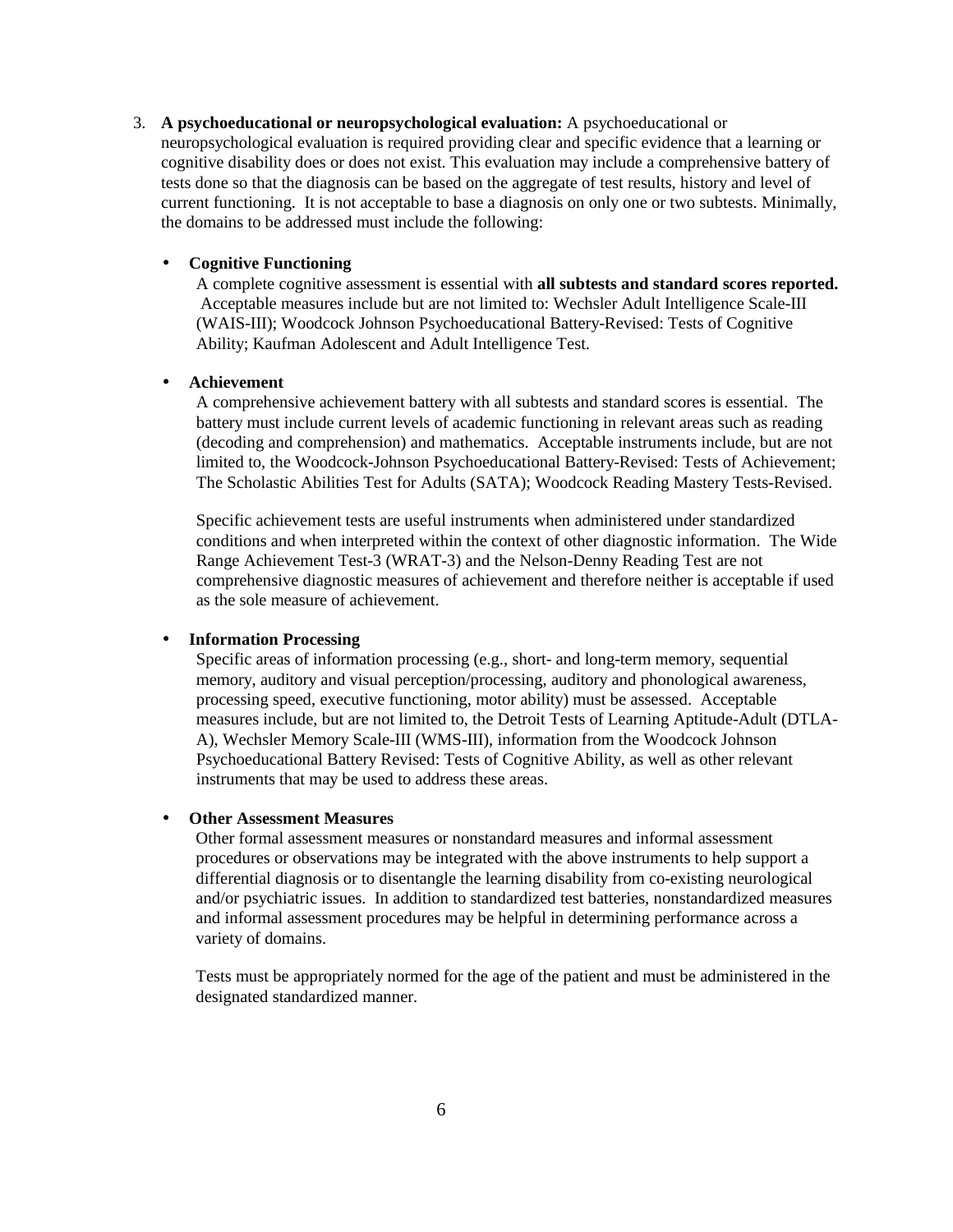3. **A psychoeducational or neuropsychological evaluation:** A psychoeducational or neuropsychological evaluation is required providing clear and specific evidence that a learning or cognitive disability does or does not exist. This evaluation may include a comprehensive battery of tests done so that the diagnosis can be based on the aggregate of test results, history and level of current functioning. It is not acceptable to base a diagnosis on only one or two subtests. Minimally, the domains to be addressed must include the following:

   - **Cognitive Functioning**

     A complete cognitive assessment is essential with **all subtests and standard scores reported.** Acceptable measures include but are not limited to: Wechsler Adult Intelligence Scale-III (WAIS-III); Woodcock Johnson Psychoeducational Battery-Revised: Tests of Cognitive Ability; Kaufman Adolescent and Adult Intelligence Test.

   - **Achievement**

     A comprehensive achievement battery with all subtests and standard scores is essential. The battery must include current levels of academic functioning in relevant areas such as reading (decoding and comprehension) and mathematics. Acceptable instruments include, but are not limited to, the Woodcock-Johnson Psychoeducational Battery-Revised: Tests of Achievement; The Scholastic Abilities Test for Adults (SATA); Woodcock Reading Mastery Tests-Revised.

     Specific achievement tests are useful instruments when administered under standardized conditions and when interpreted within the context of other diagnostic information. The Wide Range Achievement Test-3 (WRAT-3) and the Nelson-Denny Reading Test are not comprehensive diagnostic measures of achievement and therefore neither is acceptable if used as the sole measure of achievement.

   - **Information Processing**

     Specific areas of information processing (e.g., short- and long-term memory, sequential memory, auditory and visual perception/processing, auditory and phonological awareness, processing speed, executive functioning, motor ability) must be assessed. Acceptable measures include, but are not limited to, the Detroit Tests of Learning Aptitude-Adult (DTLA-A), Wechsler Memory Scale-III (WMS-III), information from the Woodcock Johnson Psychoeducational Battery Revised: Tests of Cognitive Ability, as well as other relevant instruments that may be used to address these areas.

   - **Other Assessment Measures**

     Other formal assessment measures or nonstandard measures and informal assessment procedures or observations may be integrated with the above instruments to help support a differential diagnosis or to disentangle the learning disability from co-existing neurological and/or psychiatric issues. In addition to standardized test batteries, nonstandardized measures and informal assessment procedures may be helpful in determining performance across a variety of domains.

     Tests must be appropriately normed for the age of the patient and must be administered in the designated standardized manner.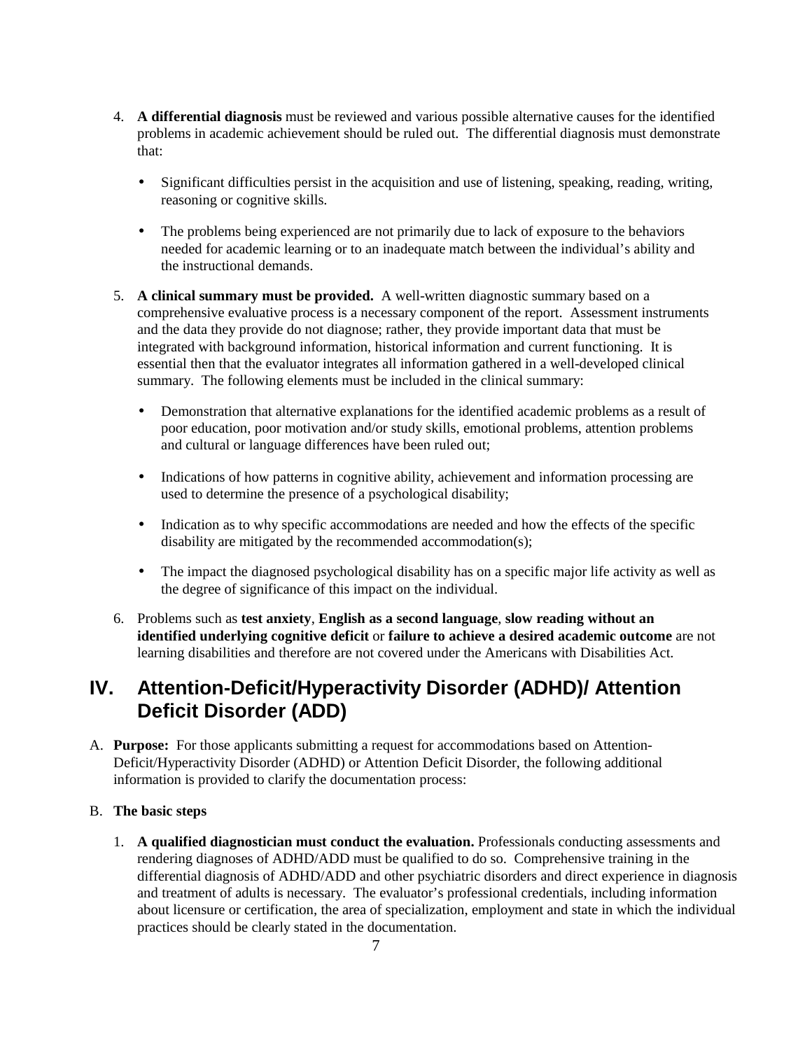4. **A differential diagnosis** must be reviewed and various possible alternative causes for the identified problems in academic achievement should be ruled out. The differential diagnosis must demonstrate that:

   - Significant difficulties persist in the acquisition and use of listening, speaking, reading, writing, reasoning or cognitive skills.
   - The problems being experienced are not primarily due to lack of exposure to the behaviors needed for academic learning or to an inadequate match between the individual's ability and the instructional demands.

5. **A clinical summary must be provided.** A well-written diagnostic summary based on a comprehensive evaluative process is a necessary component of the report. Assessment instruments and the data they provide do not diagnose; rather, they provide important data that must be integrated with background information, historical information and current functioning. It is essential then that the evaluator integrates all information gathered in a well-developed clinical summary. The following elements must be included in the clinical summary:

   - Demonstration that alternative explanations for the identified academic problems as a result of poor education, poor motivation and/or study skills, emotional problems, attention problems and cultural or language differences have been ruled out;
   - Indications of how patterns in cognitive ability, achievement and information processing are used to determine the presence of a psychological disability;
   - Indication as to why specific accommodations are needed and how the effects of the specific disability are mitigated by the recommended accommodation(s);
   - The impact the diagnosed psychological disability has on a specific major life activity as well as the degree of significance of this impact on the individual.

6. Problems such as **test anxiety**, **English as a second language**, **slow reading without an identified underlying cognitive deficit** or **failure to achieve a desired academic outcome** are not learning disabilities and therefore are not covered under the Americans with Disabilities Act.

## IV. Attention-Deficit/Hyperactivity Disorder (ADHD)/ Attention Deficit Disorder (ADD)

A. **Purpose:** For those applicants submitting a request for accommodations based on Attention-Deficit/Hyperactivity Disorder (ADHD) or Attention Deficit Disorder, the following additional information is provided to clarify the documentation process:

B. **The basic steps**

1. **A qualified diagnostician must conduct the evaluation.** Professionals conducting assessments and rendering diagnoses of ADHD/ADD must be qualified to do so. Comprehensive training in the differential diagnosis of ADHD/ADD and other psychiatric disorders and direct experience in diagnosis and treatment of adults is necessary. The evaluator's professional credentials, including information about licensure or certification, the area of specialization, employment and state in which the individual practices should be clearly stated in the documentation.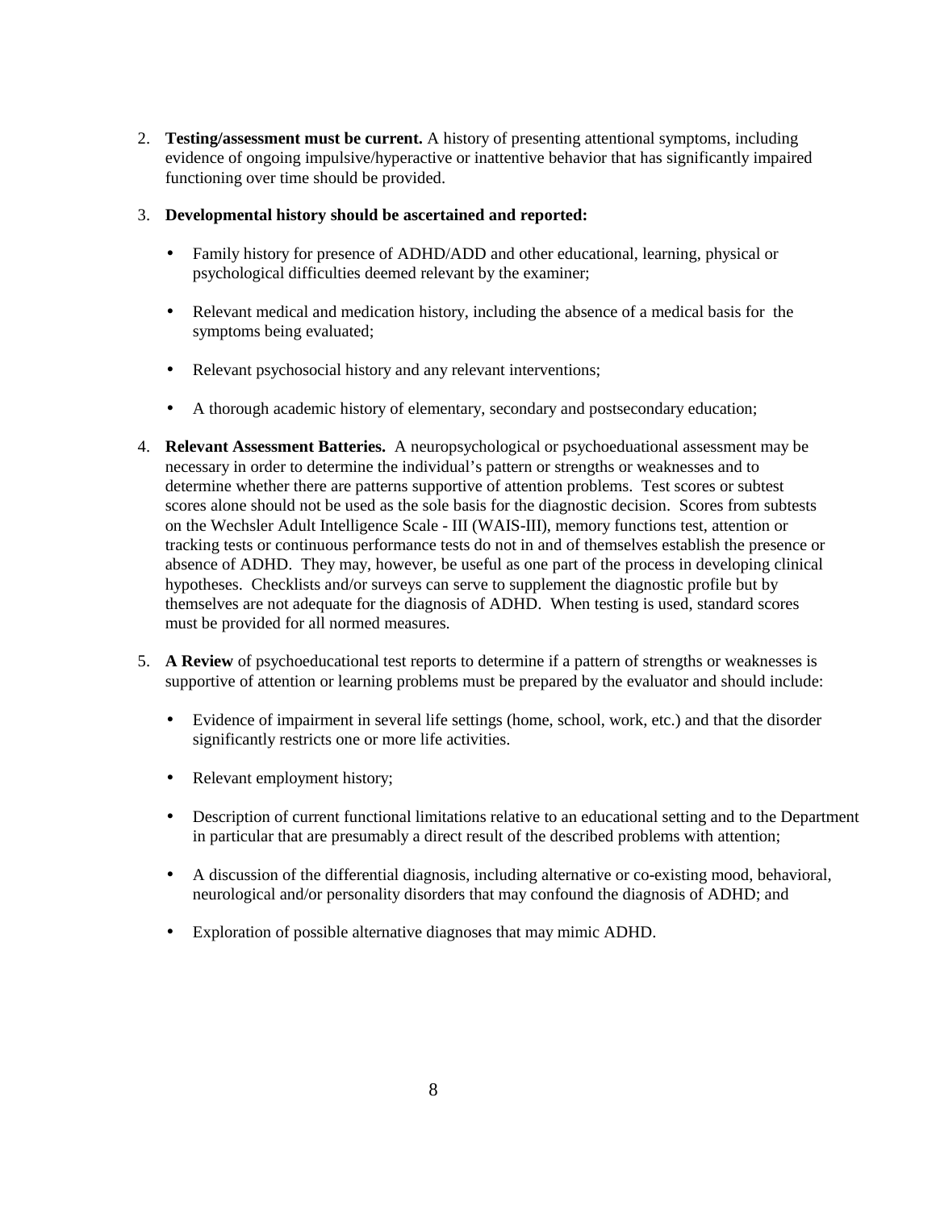2. **Testing/assessment must be current.** A history of presenting attentional symptoms, including evidence of ongoing impulsive/hyperactive or inattentive behavior that has significantly impaired functioning over time should be provided.

3. **Developmental history should be ascertained and reported:**

   - Family history for presence of ADHD/ADD and other educational, learning, physical or psychological difficulties deemed relevant by the examiner;

   - Relevant medical and medication history, including the absence of a medical basis for the symptoms being evaluated;

   - Relevant psychosocial history and any relevant interventions;

   - A thorough academic history of elementary, secondary and postsecondary education;

4. **Relevant Assessment Batteries.** A neuropsychological or psychoeduational assessment may be necessary in order to determine the individual's pattern or strengths or weaknesses and to determine whether there are patterns supportive of attention problems. Test scores or subtest scores alone should not be used as the sole basis for the diagnostic decision. Scores from subtests on the Wechsler Adult Intelligence Scale - III (WAIS-III), memory functions test, attention or tracking tests or continuous performance tests do not in and of themselves establish the presence or absence of ADHD. They may, however, be useful as one part of the process in developing clinical hypotheses. Checklists and/or surveys can serve to supplement the diagnostic profile but by themselves are not adequate for the diagnosis of ADHD. When testing is used, standard scores must be provided for all normed measures.

5. **A Review** of psychoeducational test reports to determine if a pattern of strengths or weaknesses is supportive of attention or learning problems must be prepared by the evaluator and should include:

   - Evidence of impairment in several life settings (home, school, work, etc.) and that the disorder significantly restricts one or more life activities.

   - Relevant employment history;

   - Description of current functional limitations relative to an educational setting and to the Department in particular that are presumably a direct result of the described problems with attention;

   - A discussion of the differential diagnosis, including alternative or co-existing mood, behavioral, neurological and/or personality disorders that may confound the diagnosis of ADHD; and

   - Exploration of possible alternative diagnoses that may mimic ADHD.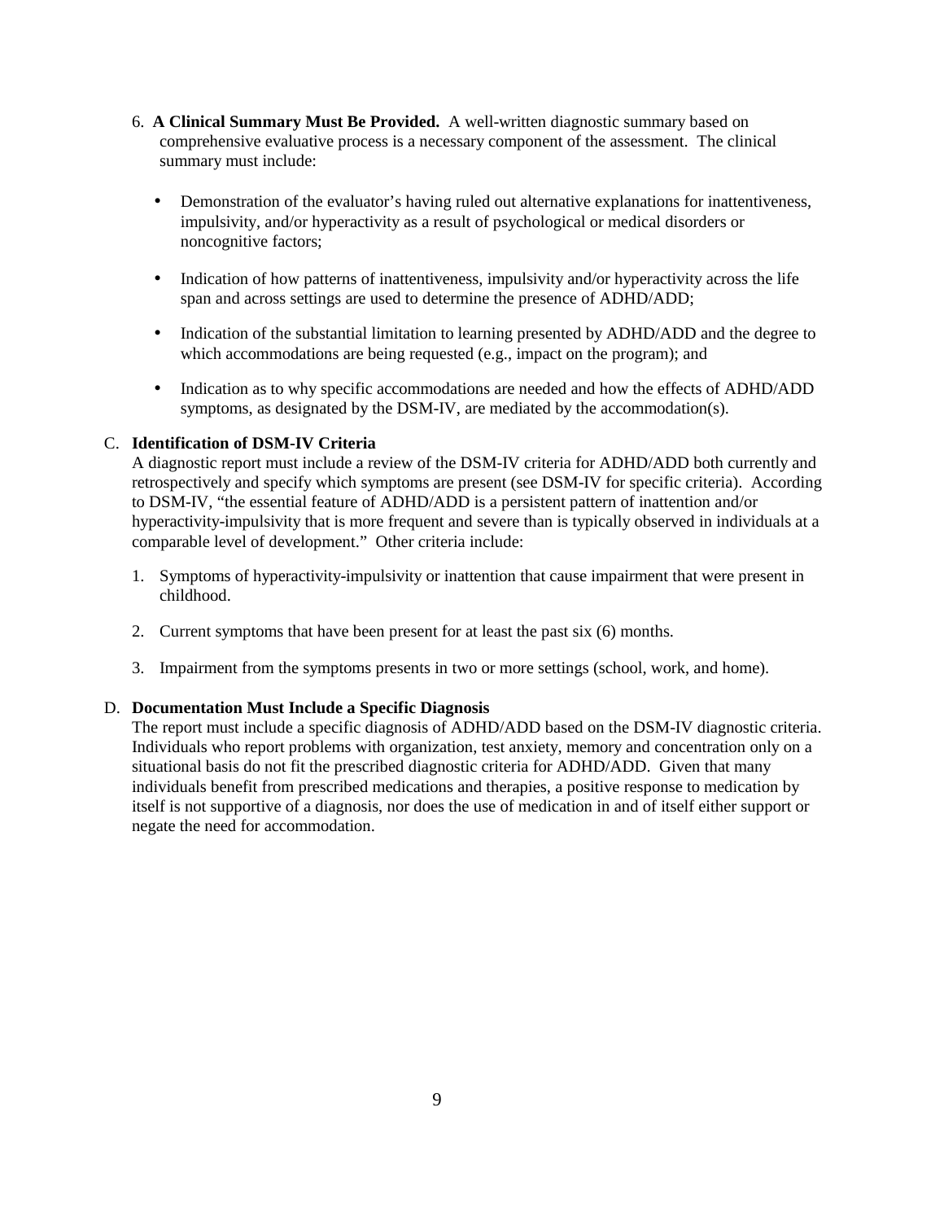6. **A Clinical Summary Must Be Provided.** A well-written diagnostic summary based on comprehensive evaluative process is a necessary component of the assessment. The clinical summary must include:

   - Demonstration of the evaluator's having ruled out alternative explanations for inattentiveness, impulsivity, and/or hyperactivity as a result of psychological or medical disorders or noncognitive factors;

   - Indication of how patterns of inattentiveness, impulsivity and/or hyperactivity across the life span and across settings are used to determine the presence of ADHD/ADD;

   - Indication of the substantial limitation to learning presented by ADHD/ADD and the degree to which accommodations are being requested (e.g., impact on the program); and

   - Indication as to why specific accommodations are needed and how the effects of ADHD/ADD symptoms, as designated by the DSM-IV, are mediated by the accommodation(s).

C. **Identification of DSM-IV Criteria**

A diagnostic report must include a review of the DSM-IV criteria for ADHD/ADD both currently and retrospectively and specify which symptoms are present (see DSM-IV for specific criteria). According to DSM-IV, "the essential feature of ADHD/ADD is a persistent pattern of inattention and/or hyperactivity-impulsivity that is more frequent and severe than is typically observed in individuals at a comparable level of development." Other criteria include:

1. Symptoms of hyperactivity-impulsivity or inattention that cause impairment that were present in childhood.

2. Current symptoms that have been present for at least the past six (6) months.

3. Impairment from the symptoms presents in two or more settings (school, work, and home).

D. **Documentation Must Include a Specific Diagnosis**

The report must include a specific diagnosis of ADHD/ADD based on the DSM-IV diagnostic criteria. Individuals who report problems with organization, test anxiety, memory and concentration only on a situational basis do not fit the prescribed diagnostic criteria for ADHD/ADD. Given that many individuals benefit from prescribed medications and therapies, a positive response to medication by itself is not supportive of a diagnosis, nor does the use of medication in and of itself either support or negate the need for accommodation.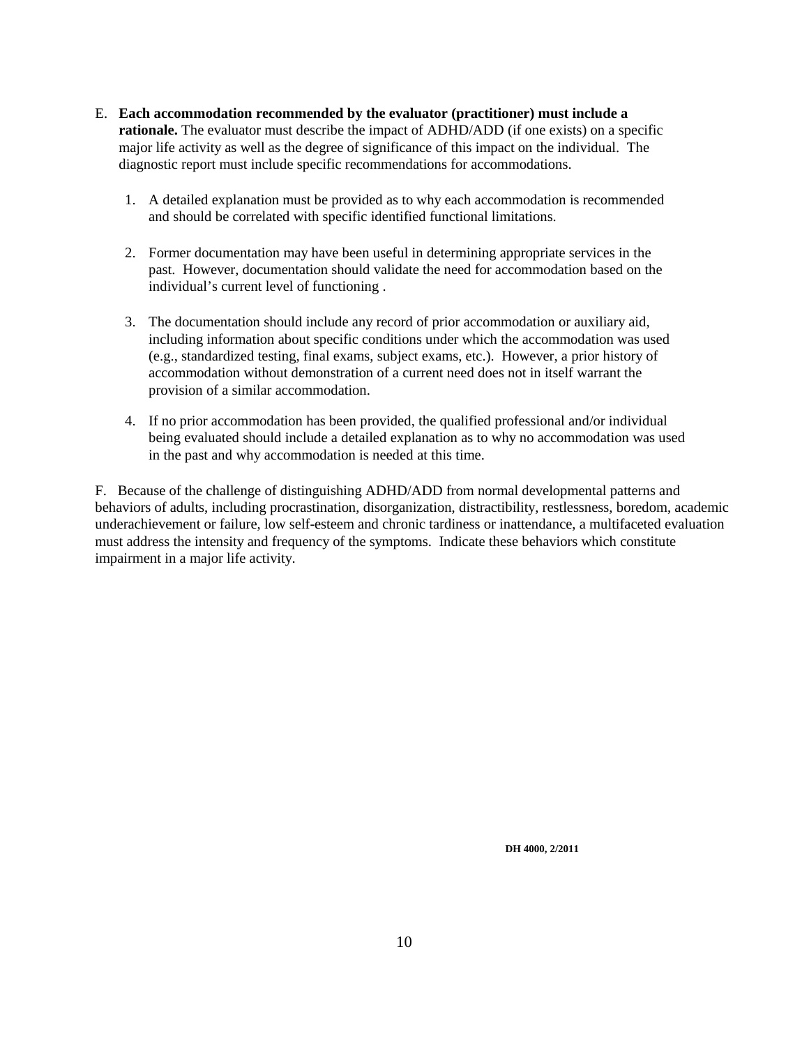E. **Each accommodation recommended by the evaluator (practitioner) must include a rationale.** The evaluator must describe the impact of ADHD/ADD (if one exists) on a specific major life activity as well as the degree of significance of this impact on the individual. The diagnostic report must include specific recommendations for accommodations.

1. A detailed explanation must be provided as to why each accommodation is recommended and should be correlated with specific identified functional limitations.

2. Former documentation may have been useful in determining appropriate services in the past. However, documentation should validate the need for accommodation based on the individual's current level of functioning .

3. The documentation should include any record of prior accommodation or auxiliary aid, including information about specific conditions under which the accommodation was used (e.g., standardized testing, final exams, subject exams, etc.). However, a prior history of accommodation without demonstration of a current need does not in itself warrant the provision of a similar accommodation.

4. If no prior accommodation has been provided, the qualified professional and/or individual being evaluated should include a detailed explanation as to why no accommodation was used in the past and why accommodation is needed at this time.

F. Because of the challenge of distinguishing ADHD/ADD from normal developmental patterns and behaviors of adults, including procrastination, disorganization, distractibility, restlessness, boredom, academic underachievement or failure, low self-esteem and chronic tardiness or inattendance, a multifaceted evaluation must address the intensity and frequency of the symptoms. Indicate these behaviors which constitute impairment in a major life activity.

**DH 4000, 2/2011**